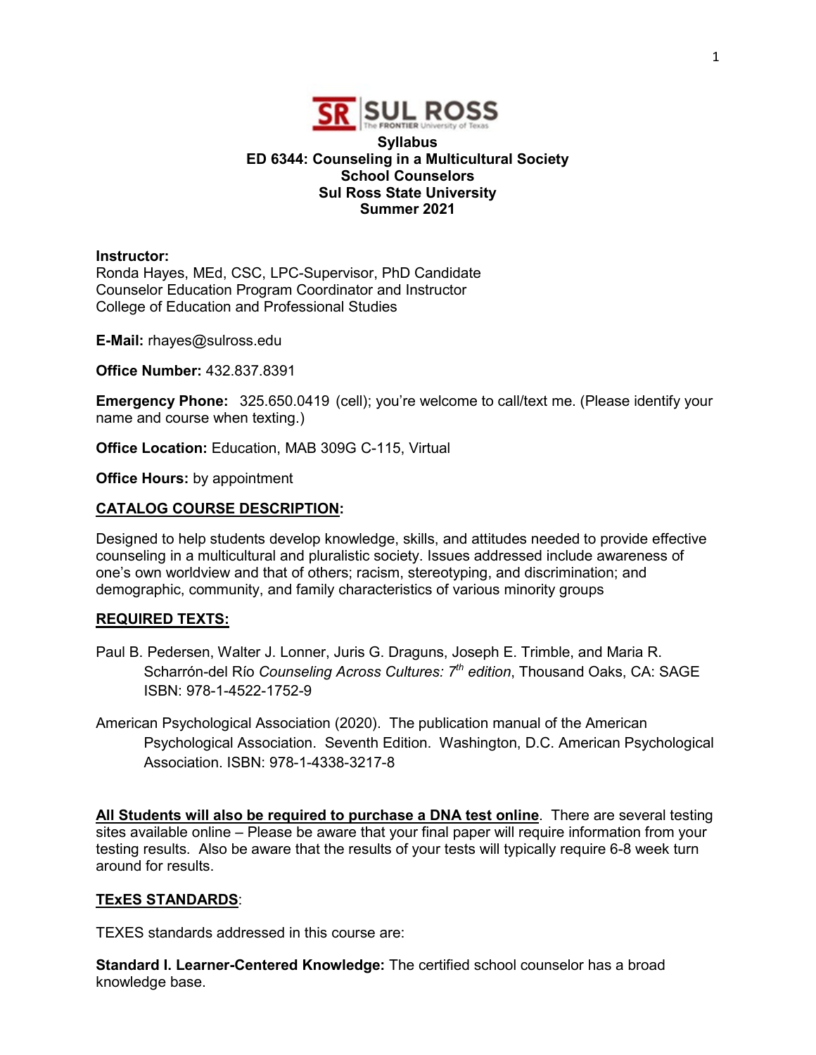**Syllabus**
**ED 6344: Counseling in a Multicultural Society**
**School Counselors**
**Sul Ross State University**
**Summer 2021**

**Instructor:**
Ronda Hayes, MEd, CSC, LPC-Supervisor, PhD Candidate
Counselor Education Program Coordinator and Instructor
College of Education and Professional Studies

**E-Mail:** rhayes@sulross.edu

**Office Number:** 432.837.8391

**Emergency Phone:** 325.650.0419 (cell); you're welcome to call/text me. (Please identify your name and course when texting.)

**Office Location:** Education, MAB 309G C-115, Virtual

**Office Hours:** by appointment

## CATALOG COURSE DESCRIPTION:

Designed to help students develop knowledge, skills, and attitudes needed to provide effective counseling in a multicultural and pluralistic society. Issues addressed include awareness of one's own worldview and that of others; racism, stereotyping, and discrimination; and demographic, community, and family characteristics of various minority groups

## REQUIRED TEXTS:

Paul B. Pedersen, Walter J. Lonner, Juris G. Draguns, Joseph E. Trimble, and Maria R. Scharrón-del Río *Counseling Across Cultures: 7th edition*, Thousand Oaks, CA: SAGE ISBN: 978-1-4522-1752-9

American Psychological Association (2020). The publication manual of the American Psychological Association. Seventh Edition. Washington, D.C. American Psychological Association. ISBN: 978-1-4338-3217-8

**All Students will also be required to purchase a DNA test online**. There are several testing sites available online – Please be aware that your final paper will require information from your testing results. Also be aware that the results of your tests will typically require 6-8 week turn around for results.

## TExES STANDARDS:

TEXES standards addressed in this course are:

**Standard I. Learner-Centered Knowledge:** The certified school counselor has a broad knowledge base.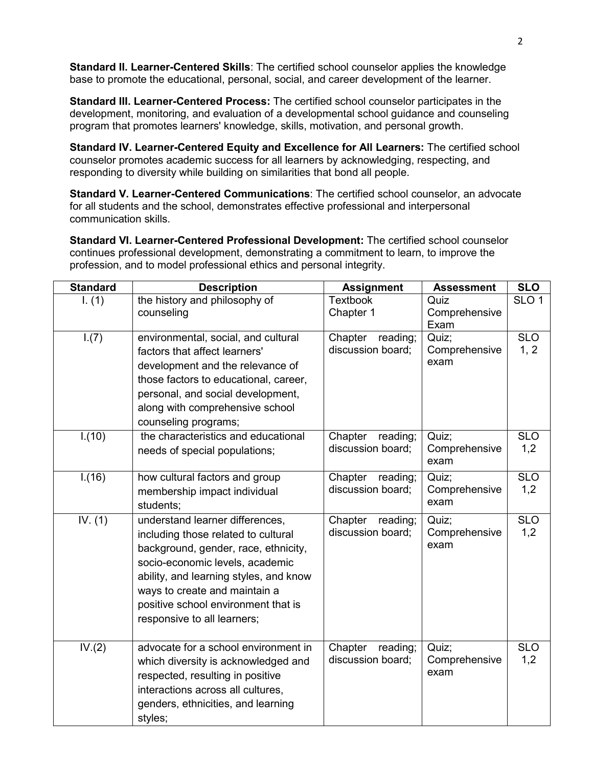**Standard II. Learner-Centered Skills**: The certified school counselor applies the knowledge base to promote the educational, personal, social, and career development of the learner.

**Standard III. Learner-Centered Process:** The certified school counselor participates in the development, monitoring, and evaluation of a developmental school guidance and counseling program that promotes learners' knowledge, skills, motivation, and personal growth.

**Standard IV. Learner-Centered Equity and Excellence for All Learners:** The certified school counselor promotes academic success for all learners by acknowledging, respecting, and responding to diversity while building on similarities that bond all people.

**Standard V. Learner-Centered Communications**: The certified school counselor, an advocate for all students and the school, demonstrates effective professional and interpersonal communication skills.

**Standard VI. Learner-Centered Professional Development:** The certified school counselor continues professional development, demonstrating a commitment to learn, to improve the profession, and to model professional ethics and personal integrity.

| Standard | Description | Assignment | Assessment | SLO |
|---|---|---|---|---|
| I. (1) | the history and philosophy of counseling | Textbook Chapter 1 | Quiz Comprehensive Exam | SLO 1 |
| I.(7) | environmental, social, and cultural factors that affect learners' development and the relevance of those factors to educational, career, personal, and social development, along with comprehensive school counseling programs; | Chapter reading; discussion board; | Quiz; Comprehensive exam | SLO 1, 2 |
| I.(10) | the characteristics and educational needs of special populations; | Chapter reading; discussion board; | Quiz; Comprehensive exam | SLO 1,2 |
| I.(16) | how cultural factors and group membership impact individual students; | Chapter reading; discussion board; | Quiz; Comprehensive exam | SLO 1,2 |
| IV. (1) | understand learner differences, including those related to cultural background, gender, race, ethnicity, socio-economic levels, academic ability, and learning styles, and know ways to create and maintain a positive school environment that is responsive to all learners; | Chapter reading; discussion board; | Quiz; Comprehensive exam | SLO 1,2 |
| IV.(2) | advocate for a school environment in which diversity is acknowledged and respected, resulting in positive interactions across all cultures, genders, ethnicities, and learning styles; | Chapter reading; discussion board; | Quiz; Comprehensive exam | SLO 1,2 |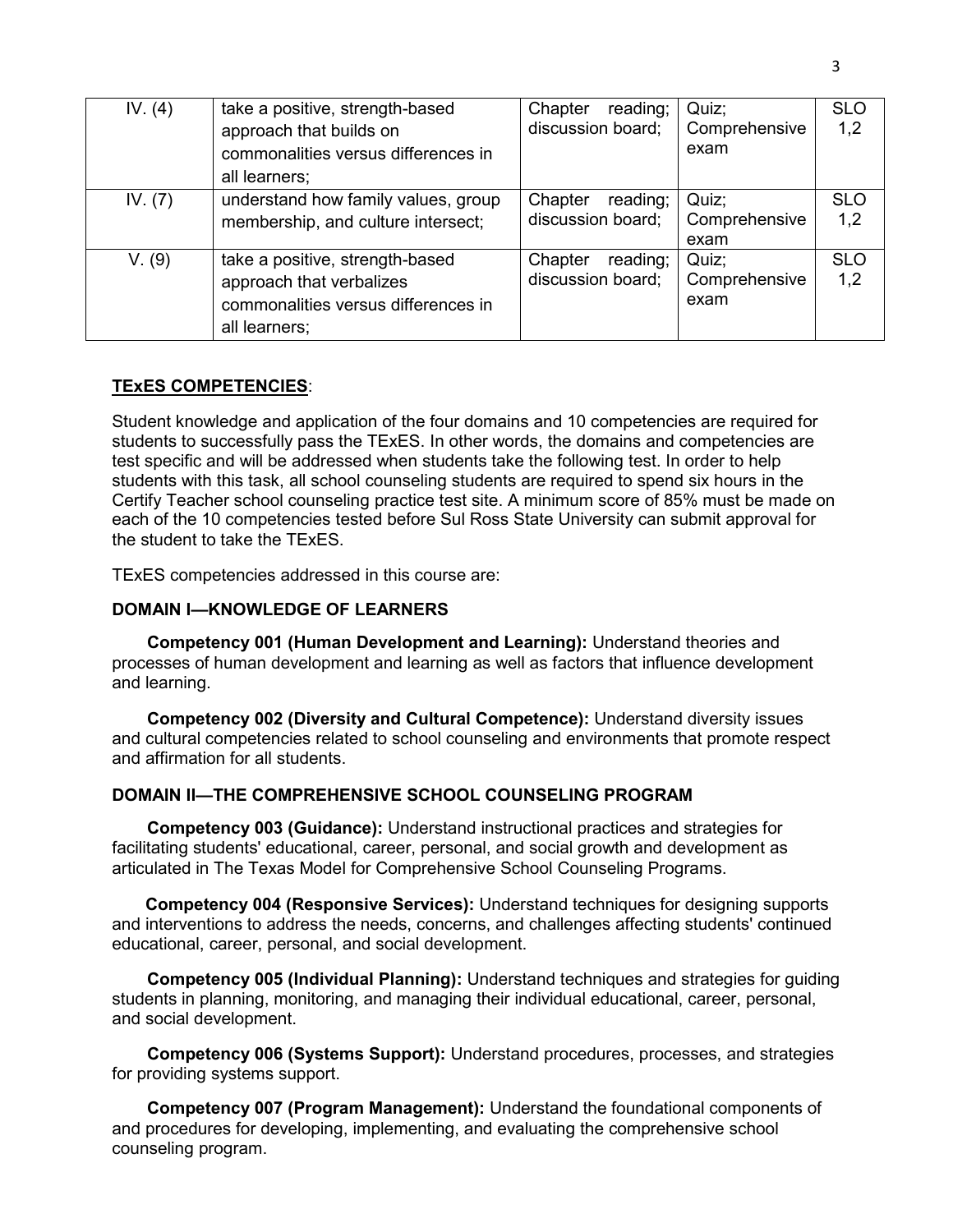| | | | | |
|---|---|---|---|---|
| IV. (4) | take a positive, strength-based approach that builds on commonalities versus differences in all learners; | Chapter reading; discussion board; | Quiz; Comprehensive exam | SLO 1,2 |
| IV. (7) | understand how family values, group membership, and culture intersect; | Chapter reading; discussion board; | Quiz; Comprehensive exam | SLO 1,2 |
| V. (9) | take a positive, strength-based approach that verbalizes commonalities versus differences in all learners; | Chapter reading; discussion board; | Quiz; Comprehensive exam | SLO 1,2 |

**TExES COMPETENCIES**:

Student knowledge and application of the four domains and 10 competencies are required for students to successfully pass the TExES. In other words, the domains and competencies are test specific and will be addressed when students take the following test. In order to help students with this task, all school counseling students are required to spend six hours in the Certify Teacher school counseling practice test site. A minimum score of 85% must be made on each of the 10 competencies tested before Sul Ross State University can submit approval for the student to take the TExES.

TExES competencies addressed in this course are:

**DOMAIN I—KNOWLEDGE OF LEARNERS**

**Competency 001 (Human Development and Learning):** Understand theories and processes of human development and learning as well as factors that influence development and learning.

**Competency 002 (Diversity and Cultural Competence):** Understand diversity issues and cultural competencies related to school counseling and environments that promote respect and affirmation for all students.

**DOMAIN II—THE COMPREHENSIVE SCHOOL COUNSELING PROGRAM**

**Competency 003 (Guidance):** Understand instructional practices and strategies for facilitating students' educational, career, personal, and social growth and development as articulated in The Texas Model for Comprehensive School Counseling Programs.

**Competency 004 (Responsive Services):** Understand techniques for designing supports and interventions to address the needs, concerns, and challenges affecting students' continued educational, career, personal, and social development.

**Competency 005 (Individual Planning):** Understand techniques and strategies for guiding students in planning, monitoring, and managing their individual educational, career, personal, and social development.

**Competency 006 (Systems Support):** Understand procedures, processes, and strategies for providing systems support.

**Competency 007 (Program Management):** Understand the foundational components of and procedures for developing, implementing, and evaluating the comprehensive school counseling program.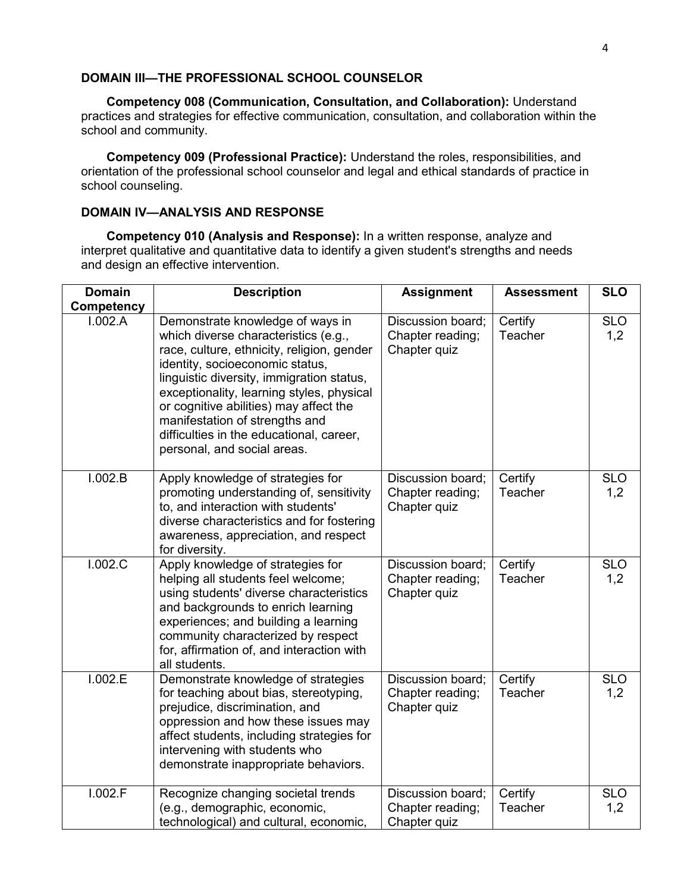**DOMAIN III—THE PROFESSIONAL SCHOOL COUNSELOR**

**Competency 008 (Communication, Consultation, and Collaboration):** Understand practices and strategies for effective communication, consultation, and collaboration within the school and community.

**Competency 009 (Professional Practice):** Understand the roles, responsibilities, and orientation of the professional school counselor and legal and ethical standards of practice in school counseling.

**DOMAIN IV—ANALYSIS AND RESPONSE**

**Competency 010 (Analysis and Response):** In a written response, analyze and interpret qualitative and quantitative data to identify a given student's strengths and needs and design an effective intervention.

| Domain Competency | Description | Assignment | Assessment | SLO |
|---|---|---|---|---|
| I.002.A | Demonstrate knowledge of ways in which diverse characteristics (e.g., race, culture, ethnicity, religion, gender identity, socioeconomic status, linguistic diversity, immigration status, exceptionality, learning styles, physical or cognitive abilities) may affect the manifestation of strengths and difficulties in the educational, career, personal, and social areas. | Discussion board; Chapter reading; Chapter quiz | Certify Teacher | SLO 1,2 |
| I.002.B | Apply knowledge of strategies for promoting understanding of, sensitivity to, and interaction with students' diverse characteristics and for fostering awareness, appreciation, and respect for diversity. | Discussion board; Chapter reading; Chapter quiz | Certify Teacher | SLO 1,2 |
| I.002.C | Apply knowledge of strategies for helping all students feel welcome; using students' diverse characteristics and backgrounds to enrich learning experiences; and building a learning community characterized by respect for, affirmation of, and interaction with all students. | Discussion board; Chapter reading; Chapter quiz | Certify Teacher | SLO 1,2 |
| I.002.E | Demonstrate knowledge of strategies for teaching about bias, stereotyping, prejudice, discrimination, and oppression and how these issues may affect students, including strategies for intervening with students who demonstrate inappropriate behaviors. | Discussion board; Chapter reading; Chapter quiz | Certify Teacher | SLO 1,2 |
| I.002.F | Recognize changing societal trends (e.g., demographic, economic, technological) and cultural, economic, | Discussion board; Chapter reading; Chapter quiz | Certify Teacher | SLO 1,2 |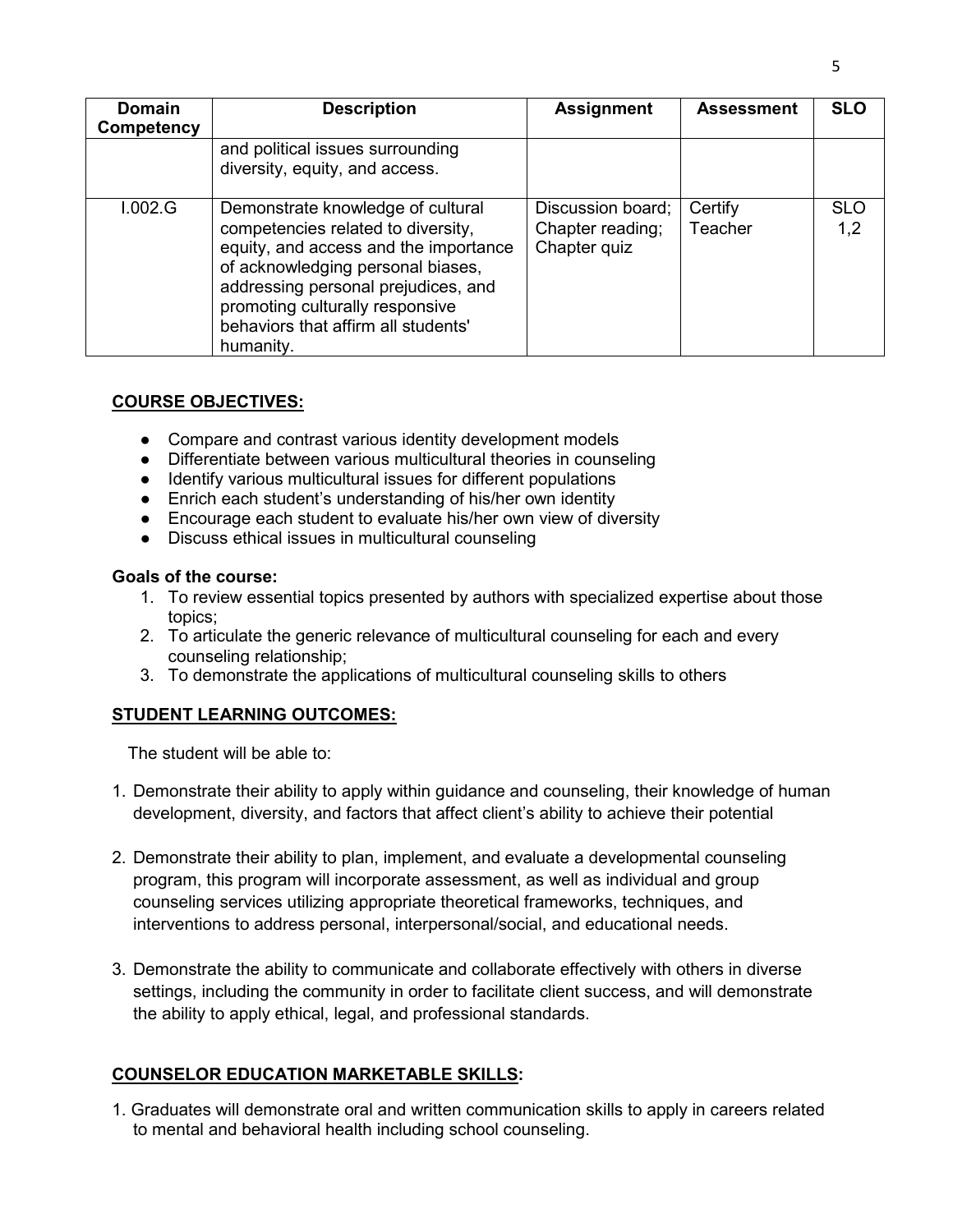| Domain Competency | Description | Assignment | Assessment | SLO |
|---|---|---|---|---|
| | and political issues surrounding diversity, equity, and access. | | | |
| I.002.G | Demonstrate knowledge of cultural competencies related to diversity, equity, and access and the importance of acknowledging personal biases, addressing personal prejudices, and promoting culturally responsive behaviors that affirm all students' humanity. | Discussion board; Chapter reading; Chapter quiz | Certify Teacher | SLO 1,2 |

## COURSE OBJECTIVES:

- Compare and contrast various identity development models
- Differentiate between various multicultural theories in counseling
- Identify various multicultural issues for different populations
- Enrich each student's understanding of his/her own identity
- Encourage each student to evaluate his/her own view of diversity
- Discuss ethical issues in multicultural counseling

**Goals of the course:**

1. To review essential topics presented by authors with specialized expertise about those topics;
2. To articulate the generic relevance of multicultural counseling for each and every counseling relationship;
3. To demonstrate the applications of multicultural counseling skills to others

## STUDENT LEARNING OUTCOMES:

The student will be able to:

1. Demonstrate their ability to apply within guidance and counseling, their knowledge of human development, diversity, and factors that affect client's ability to achieve their potential

2. Demonstrate their ability to plan, implement, and evaluate a developmental counseling program, this program will incorporate assessment, as well as individual and group counseling services utilizing appropriate theoretical frameworks, techniques, and interventions to address personal, interpersonal/social, and educational needs.

3. Demonstrate the ability to communicate and collaborate effectively with others in diverse settings, including the community in order to facilitate client success, and will demonstrate the ability to apply ethical, legal, and professional standards.

## COUNSELOR EDUCATION MARKETABLE SKILLS:

1. Graduates will demonstrate oral and written communication skills to apply in careers related to mental and behavioral health including school counseling.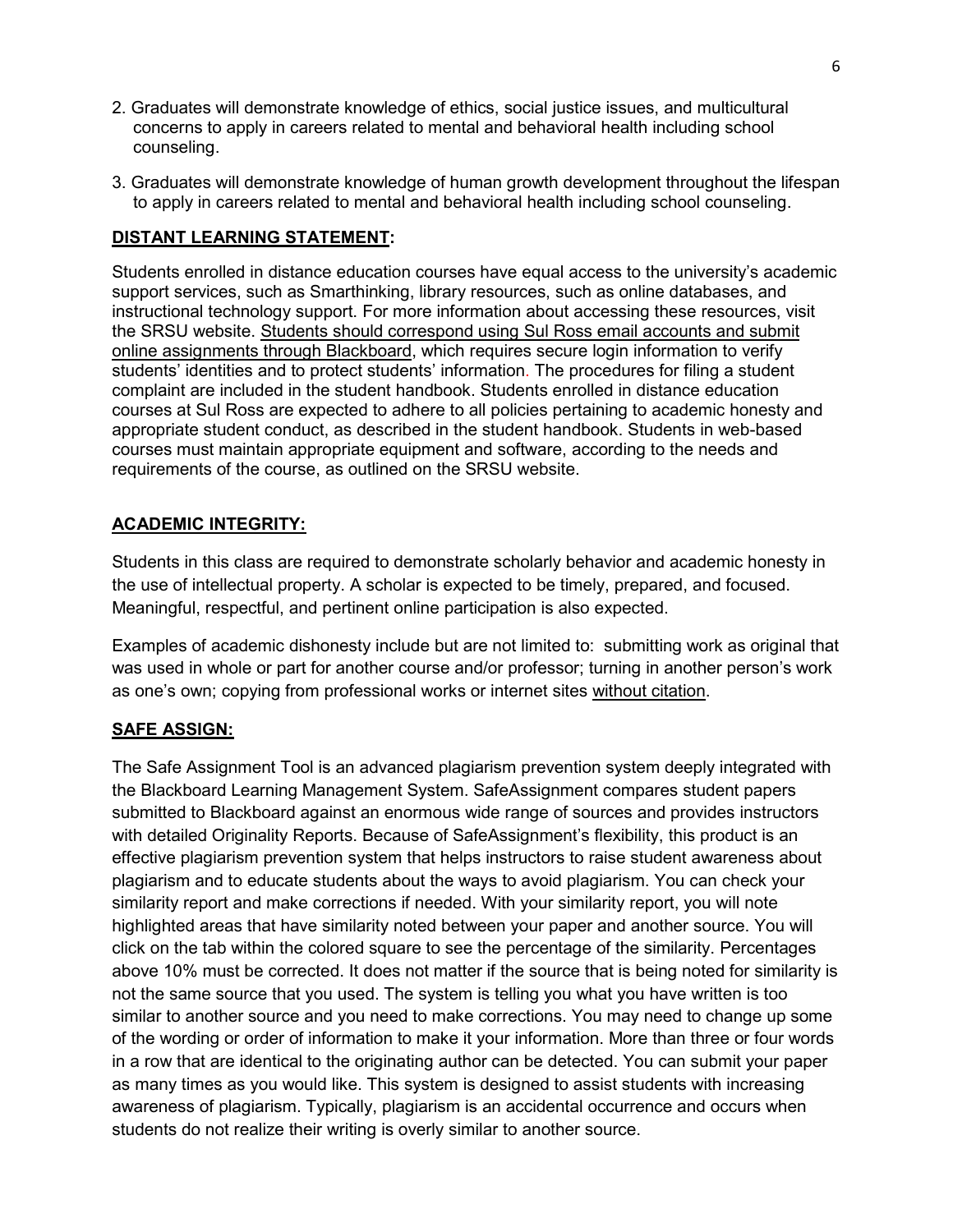2. Graduates will demonstrate knowledge of ethics, social justice issues, and multicultural concerns to apply in careers related to mental and behavioral health including school counseling.
3. Graduates will demonstrate knowledge of human growth development throughout the lifespan to apply in careers related to mental and behavioral health including school counseling.

## DISTANT LEARNING STATEMENT:

Students enrolled in distance education courses have equal access to the university's academic support services, such as Smarthinking, library resources, such as online databases, and instructional technology support. For more information about accessing these resources, visit the SRSU website. Students should correspond using Sul Ross email accounts and submit online assignments through Blackboard, which requires secure login information to verify students' identities and to protect students' information. The procedures for filing a student complaint are included in the student handbook. Students enrolled in distance education courses at Sul Ross are expected to adhere to all policies pertaining to academic honesty and appropriate student conduct, as described in the student handbook. Students in web-based courses must maintain appropriate equipment and software, according to the needs and requirements of the course, as outlined on the SRSU website.

## ACADEMIC INTEGRITY:

Students in this class are required to demonstrate scholarly behavior and academic honesty in the use of intellectual property. A scholar is expected to be timely, prepared, and focused. Meaningful, respectful, and pertinent online participation is also expected.

Examples of academic dishonesty include but are not limited to: submitting work as original that was used in whole or part for another course and/or professor; turning in another person's work as one's own; copying from professional works or internet sites without citation.

## SAFE ASSIGN:

The Safe Assignment Tool is an advanced plagiarism prevention system deeply integrated with the Blackboard Learning Management System. SafeAssignment compares student papers submitted to Blackboard against an enormous wide range of sources and provides instructors with detailed Originality Reports. Because of SafeAssignment's flexibility, this product is an effective plagiarism prevention system that helps instructors to raise student awareness about plagiarism and to educate students about the ways to avoid plagiarism. You can check your similarity report and make corrections if needed. With your similarity report, you will note highlighted areas that have similarity noted between your paper and another source. You will click on the tab within the colored square to see the percentage of the similarity. Percentages above 10% must be corrected. It does not matter if the source that is being noted for similarity is not the same source that you used. The system is telling you what you have written is too similar to another source and you need to make corrections. You may need to change up some of the wording or order of information to make it your information. More than three or four words in a row that are identical to the originating author can be detected. You can submit your paper as many times as you would like. This system is designed to assist students with increasing awareness of plagiarism. Typically, plagiarism is an accidental occurrence and occurs when students do not realize their writing is overly similar to another source.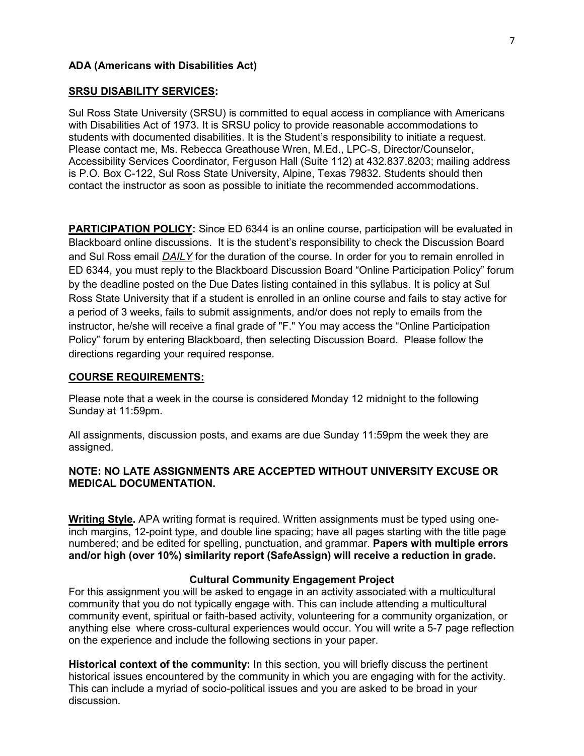**ADA (Americans with Disabilities Act)**

**SRSU DISABILITY SERVICES:**

Sul Ross State University (SRSU) is committed to equal access in compliance with Americans with Disabilities Act of 1973. It is SRSU policy to provide reasonable accommodations to students with documented disabilities. It is the Student's responsibility to initiate a request. Please contact me, Ms. Rebecca Greathouse Wren, M.Ed., LPC-S, Director/Counselor, Accessibility Services Coordinator, Ferguson Hall (Suite 112) at 432.837.8203; mailing address is P.O. Box C-122, Sul Ross State University, Alpine, Texas 79832. Students should then contact the instructor as soon as possible to initiate the recommended accommodations.

**PARTICIPATION POLICY:** Since ED 6344 is an online course, participation will be evaluated in Blackboard online discussions. It is the student's responsibility to check the Discussion Board and Sul Ross email ***DAILY*** for the duration of the course. In order for you to remain enrolled in ED 6344, you must reply to the Blackboard Discussion Board "Online Participation Policy" forum by the deadline posted on the Due Dates listing contained in this syllabus. It is policy at Sul Ross State University that if a student is enrolled in an online course and fails to stay active for a period of 3 weeks, fails to submit assignments, and/or does not reply to emails from the instructor, he/she will receive a final grade of "F." You may access the "Online Participation Policy" forum by entering Blackboard, then selecting Discussion Board. Please follow the directions regarding your required response.

**COURSE REQUIREMENTS:**

Please note that a week in the course is considered Monday 12 midnight to the following Sunday at 11:59pm.

All assignments, discussion posts, and exams are due Sunday 11:59pm the week they are assigned.

**NOTE: NO LATE ASSIGNMENTS ARE ACCEPTED WITHOUT UNIVERSITY EXCUSE OR MEDICAL DOCUMENTATION.**

**Writing Style.** APA writing format is required. Written assignments must be typed using one-inch margins, 12-point type, and double line spacing; have all pages starting with the title page numbered; and be edited for spelling, punctuation, and grammar. **Papers with multiple errors and/or high (over 10%) similarity report (SafeAssign) will receive a reduction in grade.**

**Cultural Community Engagement Project**

For this assignment you will be asked to engage in an activity associated with a multicultural community that you do not typically engage with. This can include attending a multicultural community event, spiritual or faith-based activity, volunteering for a community organization, or anything else where cross-cultural experiences would occur. You will write a 5-7 page reflection on the experience and include the following sections in your paper.

**Historical context of the community:** In this section, you will briefly discuss the pertinent historical issues encountered by the community in which you are engaging with for the activity. This can include a myriad of socio-political issues and you are asked to be broad in your discussion.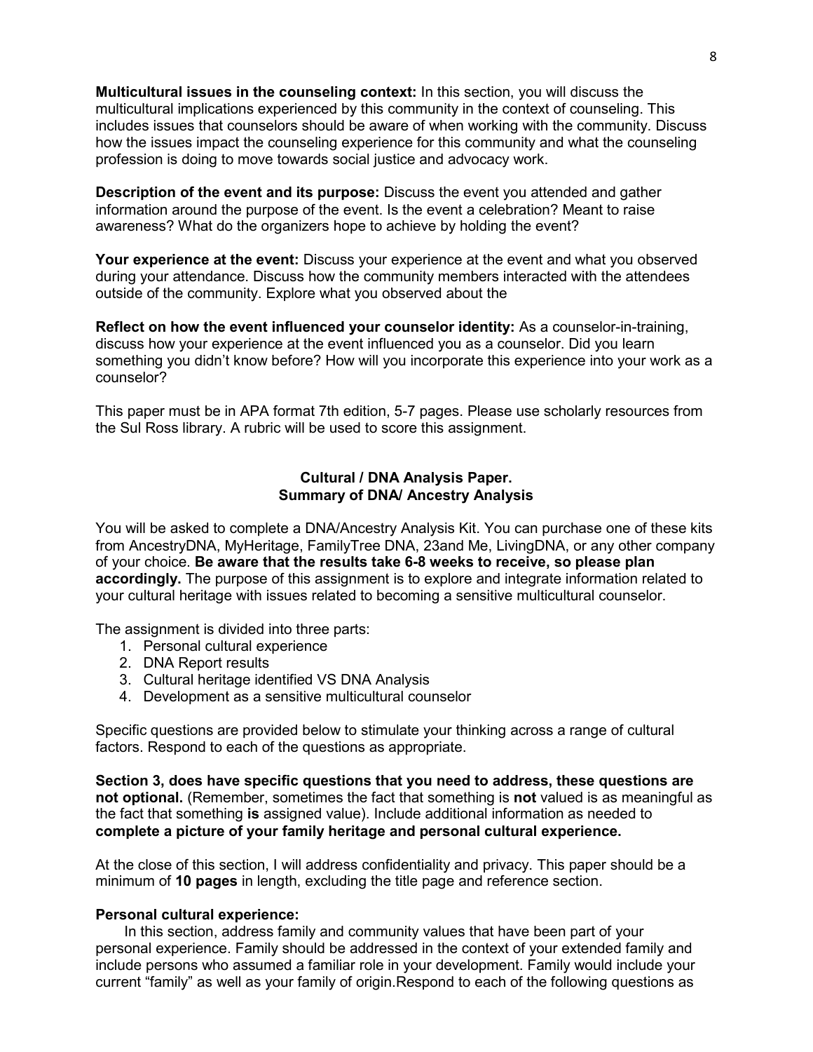**Multicultural issues in the counseling context:** In this section, you will discuss the multicultural implications experienced by this community in the context of counseling. This includes issues that counselors should be aware of when working with the community. Discuss how the issues impact the counseling experience for this community and what the counseling profession is doing to move towards social justice and advocacy work.

**Description of the event and its purpose:** Discuss the event you attended and gather information around the purpose of the event. Is the event a celebration? Meant to raise awareness? What do the organizers hope to achieve by holding the event?

**Your experience at the event:** Discuss your experience at the event and what you observed during your attendance. Discuss how the community members interacted with the attendees outside of the community. Explore what you observed about the

**Reflect on how the event influenced your counselor identity:** As a counselor-in-training, discuss how your experience at the event influenced you as a counselor. Did you learn something you didn't know before? How will you incorporate this experience into your work as a counselor?

This paper must be in APA format 7th edition, 5-7 pages. Please use scholarly resources from the Sul Ross library. A rubric will be used to score this assignment.

## Cultural / DNA Analysis Paper.
## Summary of DNA/ Ancestry Analysis

You will be asked to complete a DNA/Ancestry Analysis Kit. You can purchase one of these kits from AncestryDNA, MyHeritage, FamilyTree DNA, 23and Me, LivingDNA, or any other company of your choice. **Be aware that the results take 6-8 weeks to receive, so please plan accordingly.** The purpose of this assignment is to explore and integrate information related to your cultural heritage with issues related to becoming a sensitive multicultural counselor.

The assignment is divided into three parts:

1. Personal cultural experience
2. DNA Report results
3. Cultural heritage identified VS DNA Analysis
4. Development as a sensitive multicultural counselor

Specific questions are provided below to stimulate your thinking across a range of cultural factors. Respond to each of the questions as appropriate.

**Section 3, does have specific questions that you need to address, these questions are not optional.** (Remember, sometimes the fact that something is **not** valued is as meaningful as the fact that something **is** assigned value). Include additional information as needed to **complete a picture of your family heritage and personal cultural experience.**

At the close of this section, I will address confidentiality and privacy. This paper should be a minimum of **10 pages** in length, excluding the title page and reference section.

**Personal cultural experience:**

In this section, address family and community values that have been part of your personal experience. Family should be addressed in the context of your extended family and include persons who assumed a familiar role in your development. Family would include your current "family" as well as your family of origin.Respond to each of the following questions as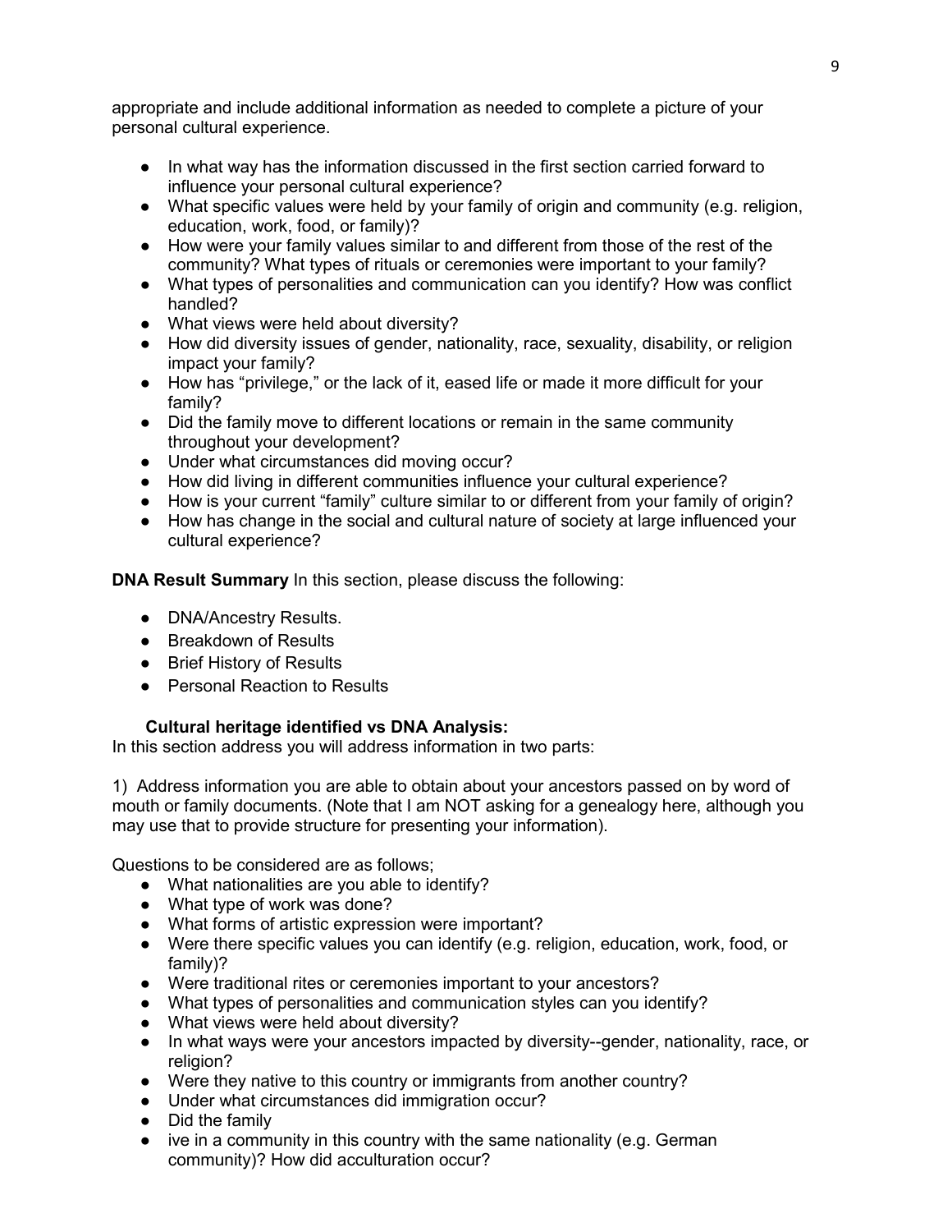appropriate and include additional information as needed to complete a picture of your personal cultural experience.

- In what way has the information discussed in the first section carried forward to influence your personal cultural experience?
- What specific values were held by your family of origin and community (e.g. religion, education, work, food, or family)?
- How were your family values similar to and different from those of the rest of the community? What types of rituals or ceremonies were important to your family?
- What types of personalities and communication can you identify? How was conflict handled?
- What views were held about diversity?
- How did diversity issues of gender, nationality, race, sexuality, disability, or religion impact your family?
- How has "privilege," or the lack of it, eased life or made it more difficult for your family?
- Did the family move to different locations or remain in the same community throughout your development?
- Under what circumstances did moving occur?
- How did living in different communities influence your cultural experience?
- How is your current "family" culture similar to or different from your family of origin?
- How has change in the social and cultural nature of society at large influenced your cultural experience?

**DNA Result Summary** In this section, please discuss the following:

- DNA/Ancestry Results.
- Breakdown of Results
- Brief History of Results
- Personal Reaction to Results

**Cultural heritage identified vs DNA Analysis:**

In this section address you will address information in two parts:

1) Address information you are able to obtain about your ancestors passed on by word of mouth or family documents. (Note that I am NOT asking for a genealogy here, although you may use that to provide structure for presenting your information).

Questions to be considered are as follows;

- What nationalities are you able to identify?
- What type of work was done?
- What forms of artistic expression were important?
- Were there specific values you can identify (e.g. religion, education, work, food, or family)?
- Were traditional rites or ceremonies important to your ancestors?
- What types of personalities and communication styles can you identify?
- What views were held about diversity?
- In what ways were your ancestors impacted by diversity--gender, nationality, race, or religion?
- Were they native to this country or immigrants from another country?
- Under what circumstances did immigration occur?
- Did the family
- ive in a community in this country with the same nationality (e.g. German community)? How did acculturation occur?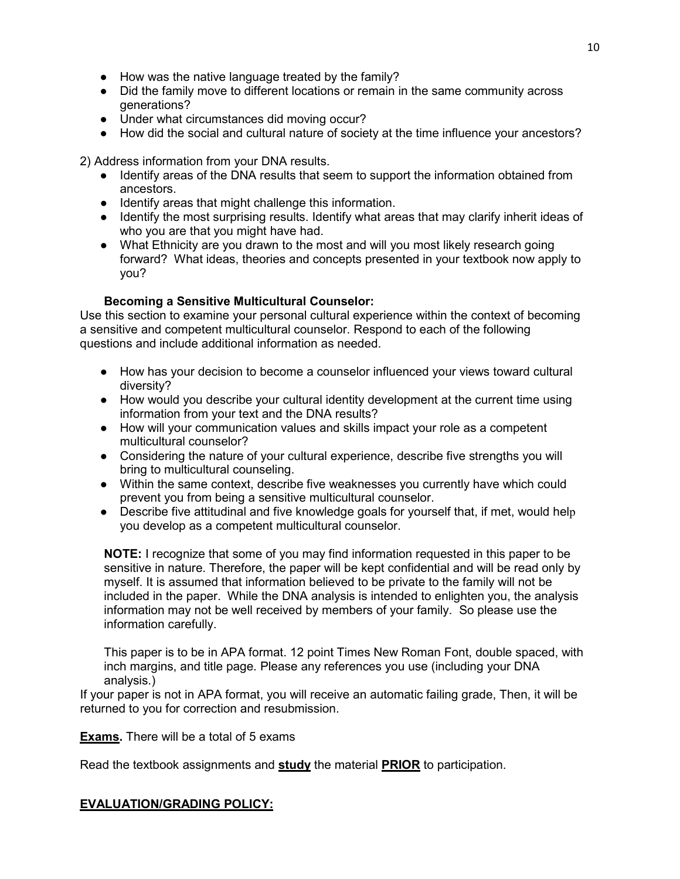- How was the native language treated by the family?
- Did the family move to different locations or remain in the same community across generations?
- Under what circumstances did moving occur?
- How did the social and cultural nature of society at the time influence your ancestors?

2) Address information from your DNA results.

- Identify areas of the DNA results that seem to support the information obtained from ancestors.
- Identify areas that might challenge this information.
- Identify the most surprising results. Identify what areas that may clarify inherit ideas of who you are that you might have had.
- What Ethnicity are you drawn to the most and will you most likely research going forward? What ideas, theories and concepts presented in your textbook now apply to you?

**Becoming a Sensitive Multicultural Counselor:**

Use this section to examine your personal cultural experience within the context of becoming a sensitive and competent multicultural counselor. Respond to each of the following questions and include additional information as needed.

- How has your decision to become a counselor influenced your views toward cultural diversity?
- How would you describe your cultural identity development at the current time using information from your text and the DNA results?
- How will your communication values and skills impact your role as a competent multicultural counselor?
- Considering the nature of your cultural experience, describe five strengths you will bring to multicultural counseling.
- Within the same context, describe five weaknesses you currently have which could prevent you from being a sensitive multicultural counselor.
- Describe five attitudinal and five knowledge goals for yourself that, if met, would help you develop as a competent multicultural counselor.

**NOTE:** I recognize that some of you may find information requested in this paper to be sensitive in nature. Therefore, the paper will be kept confidential and will be read only by myself. It is assumed that information believed to be private to the family will not be included in the paper. While the DNA analysis is intended to enlighten you, the analysis information may not be well received by members of your family. So please use the information carefully.

This paper is to be in APA format. 12 point Times New Roman Font, double spaced, with inch margins, and title page. Please any references you use (including your DNA analysis.)

If your paper is not in APA format, you will receive an automatic failing grade, Then, it will be returned to you for correction and resubmission.

**Exams.** There will be a total of 5 exams

Read the textbook assignments and **study** the material **PRIOR** to participation.

**EVALUATION/GRADING POLICY:**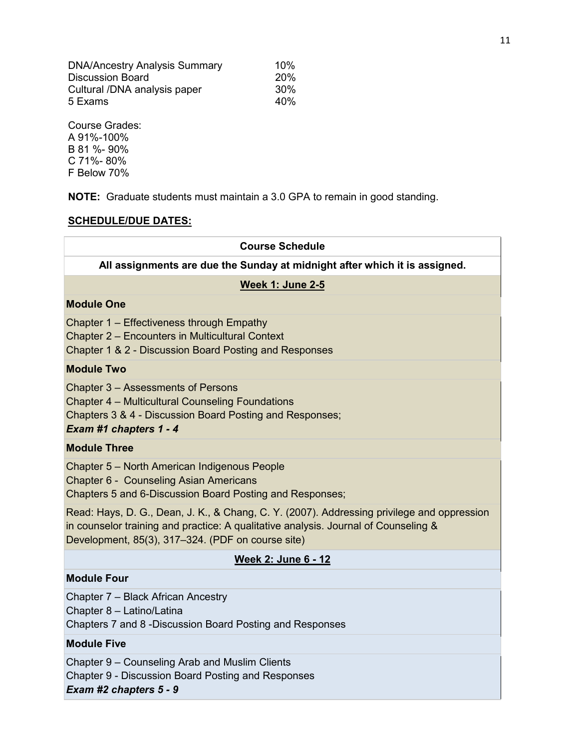| | |
|---|---|
| DNA/Ancestry Analysis Summary | 10% |
| Discussion Board | 20% |
| Cultural /DNA analysis paper | 30% |
| 5 Exams | 40% |

Course Grades:
A 91%-100%
B 81 %- 90%
C 71%- 80%
F Below 70%

**NOTE:** Graduate students must maintain a 3.0 GPA to remain in good standing.

**SCHEDULE/DUE DATES:**

| Course Schedule |
|---|
| **All assignments are due the Sunday at midnight after which it is assigned.** |
| **Week 1: June 2-5** |
| **Module One** |
| Chapter 1 – Effectiveness through Empathy<br>Chapter 2 – Encounters in Multicultural Context<br>Chapter 1 & 2 - Discussion Board Posting and Responses |
| **Module Two** |
| Chapter 3 – Assessments of Persons<br>Chapter 4 – Multicultural Counseling Foundations<br>Chapters 3 & 4 - Discussion Board Posting and Responses;<br>***Exam #1 chapters 1 - 4*** |
| **Module Three** |
| Chapter 5 – North American Indigenous People<br>Chapter 6 - Counseling Asian Americans<br>Chapters 5 and 6-Discussion Board Posting and Responses; |
| Read: Hays, D. G., Dean, J. K., & Chang, C. Y. (2007). Addressing privilege and oppression in counselor training and practice: A qualitative analysis. Journal of Counseling & Development, 85(3), 317–324. (PDF on course site) |
| **Week 2: June 6 - 12** |
| **Module Four** |
| Chapter 7 – Black African Ancestry<br>Chapter 8 – Latino/Latina<br>Chapters 7 and 8 -Discussion Board Posting and Responses |
| **Module Five** |
| Chapter 9 – Counseling Arab and Muslim Clients<br>Chapter 9 - Discussion Board Posting and Responses<br>***Exam #2 chapters 5 - 9*** |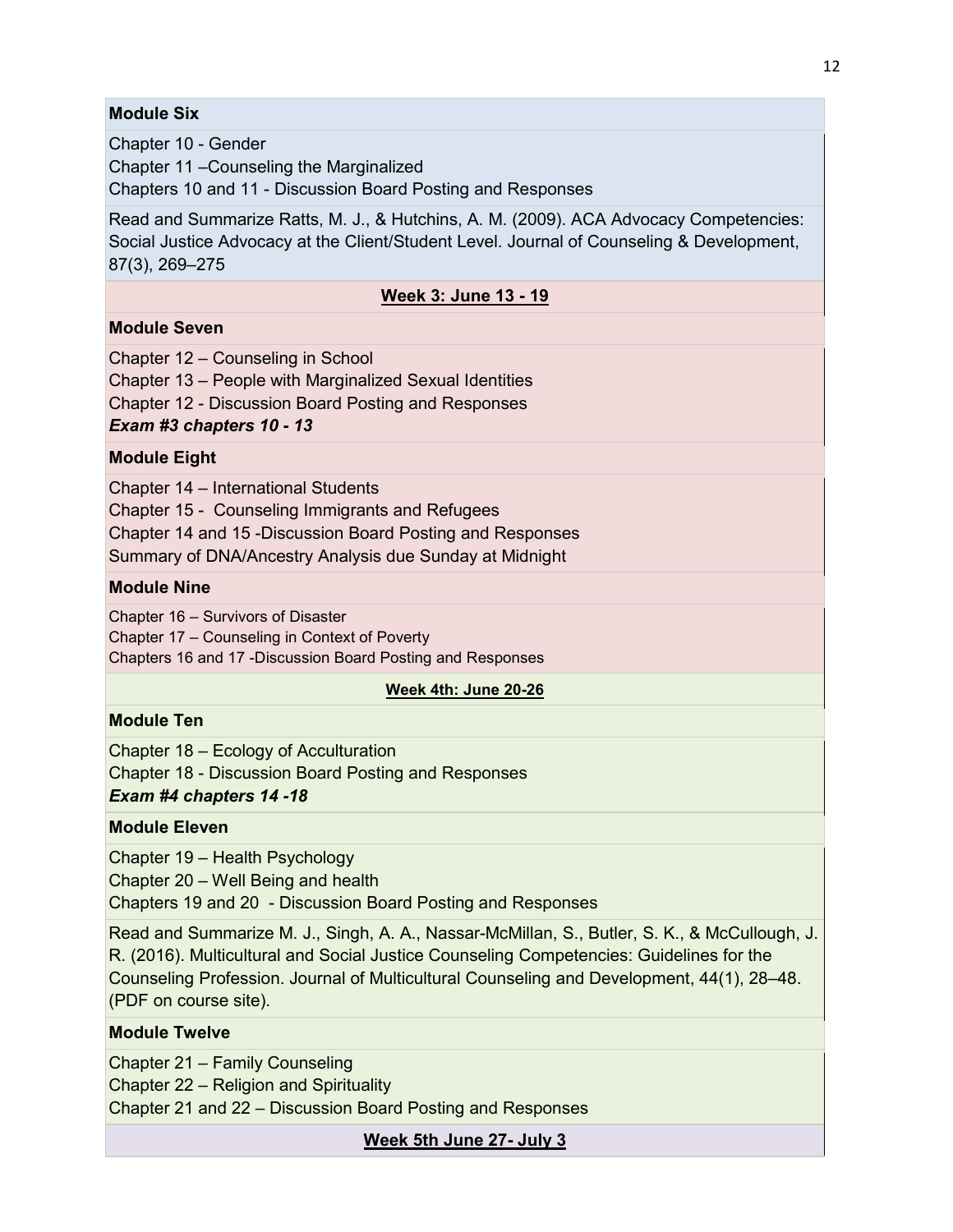**Module Six**

Chapter 10 - Gender
Chapter 11 –Counseling the Marginalized
Chapters 10 and 11 - Discussion Board Posting and Responses

Read and Summarize Ratts, M. J., & Hutchins, A. M. (2009). ACA Advocacy Competencies: Social Justice Advocacy at the Client/Student Level. Journal of Counseling & Development, 87(3), 269–275

**Week 3: June 13 - 19**

**Module Seven**

Chapter 12 – Counseling in School
Chapter 13 – People with Marginalized Sexual Identities
Chapter 12 - Discussion Board Posting and Responses
***Exam #3 chapters 10 - 13***

**Module Eight**

Chapter 14 – International Students
Chapter 15 - Counseling Immigrants and Refugees
Chapter 14 and 15 -Discussion Board Posting and Responses
Summary of DNA/Ancestry Analysis due Sunday at Midnight

**Module Nine**

Chapter 16 – Survivors of Disaster
Chapter 17 – Counseling in Context of Poverty
Chapters 16 and 17 -Discussion Board Posting and Responses

**Week 4th: June 20-26**

**Module Ten**

Chapter 18 – Ecology of Acculturation
Chapter 18 - Discussion Board Posting and Responses
***Exam #4 chapters 14 -18***

**Module Eleven**

Chapter 19 – Health Psychology
Chapter 20 – Well Being and health
Chapters 19 and 20 - Discussion Board Posting and Responses

Read and Summarize M. J., Singh, A. A., Nassar-McMillan, S., Butler, S. K., & McCullough, J. R. (2016). Multicultural and Social Justice Counseling Competencies: Guidelines for the Counseling Profession. Journal of Multicultural Counseling and Development, 44(1), 28–48. (PDF on course site).

**Module Twelve**

Chapter 21 – Family Counseling
Chapter 22 – Religion and Spirituality
Chapter 21 and 22 – Discussion Board Posting and Responses

**Week 5th June 27- July 3**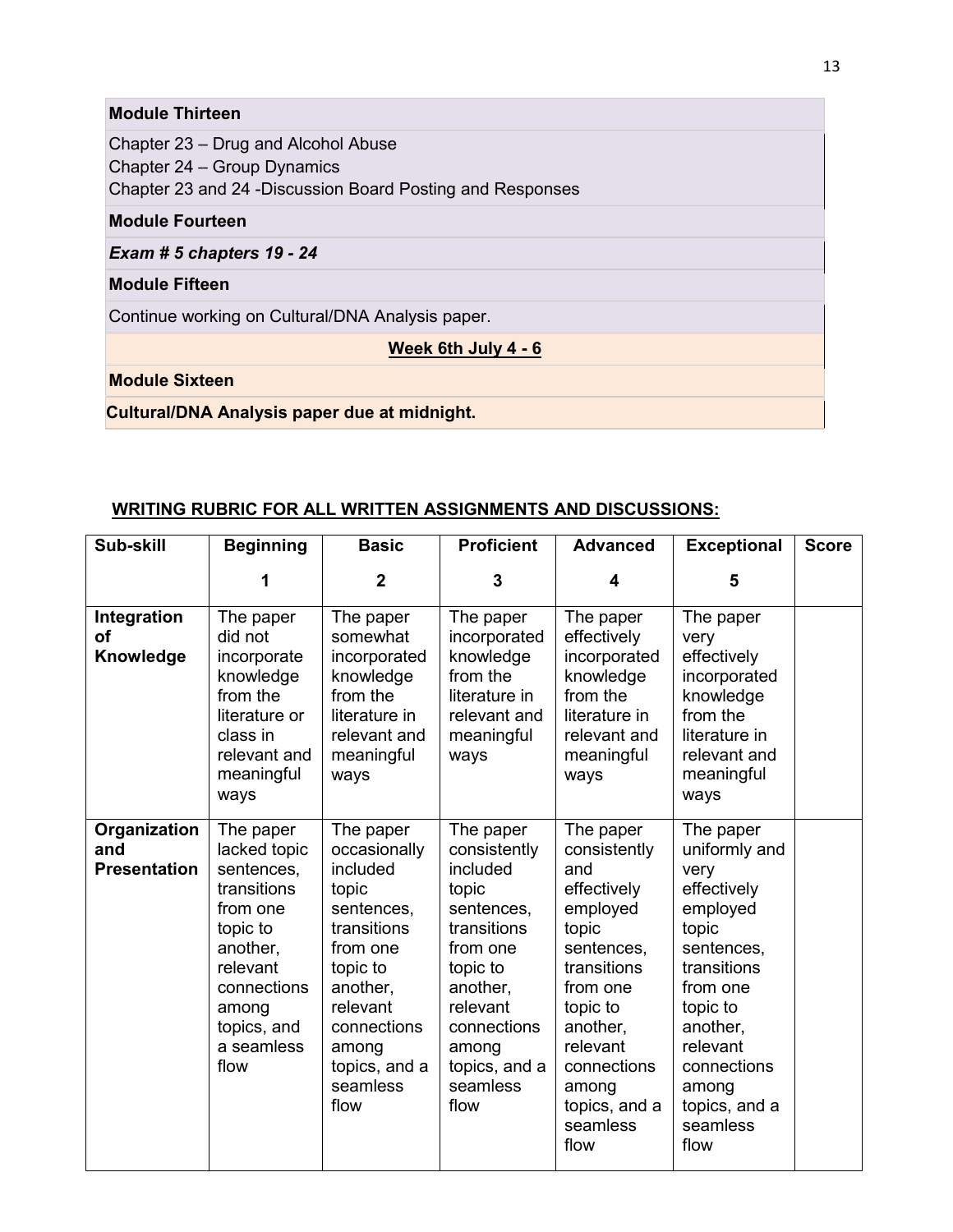**Module Thirteen**

Chapter 23 – Drug and Alcohol Abuse
Chapter 24 – Group Dynamics
Chapter 23 and 24 -Discussion Board Posting and Responses

**Module Fourteen**

***Exam # 5 chapters 19 - 24***

**Module Fifteen**

Continue working on Cultural/DNA Analysis paper.

**Week 6th July 4 - 6**

**Module Sixteen**

**Cultural/DNA Analysis paper due at midnight.**

**WRITING RUBRIC FOR ALL WRITTEN ASSIGNMENTS AND DISCUSSIONS:**

| Sub-skill | Beginning<br>1 | Basic<br>2 | Proficient<br>3 | Advanced<br>4 | Exceptional<br>5 | Score |
|---|---|---|---|---|---|---|
| **Integration of Knowledge** | The paper did not incorporate knowledge from the literature or class in relevant and meaningful ways | The paper somewhat incorporated knowledge from the literature in relevant and meaningful ways | The paper incorporated knowledge from the literature in relevant and meaningful ways | The paper effectively incorporated knowledge from the literature in relevant and meaningful ways | The paper very effectively incorporated knowledge from the literature in relevant and meaningful ways | |
| **Organization and Presentation** | The paper lacked topic sentences, transitions from one topic to another, relevant connections among topics, and a seamless flow | The paper occasionally included topic sentences, transitions from one topic to another, relevant connections among topics, and a seamless flow | The paper consistently included topic sentences, transitions from one topic to another, relevant connections among topics, and a seamless flow | The paper consistently and effectively employed topic sentences, transitions from one topic to another, relevant connections among topics, and a seamless flow | The paper uniformly and very effectively employed topic sentences, transitions from one topic to another, relevant connections among topics, and a seamless flow | |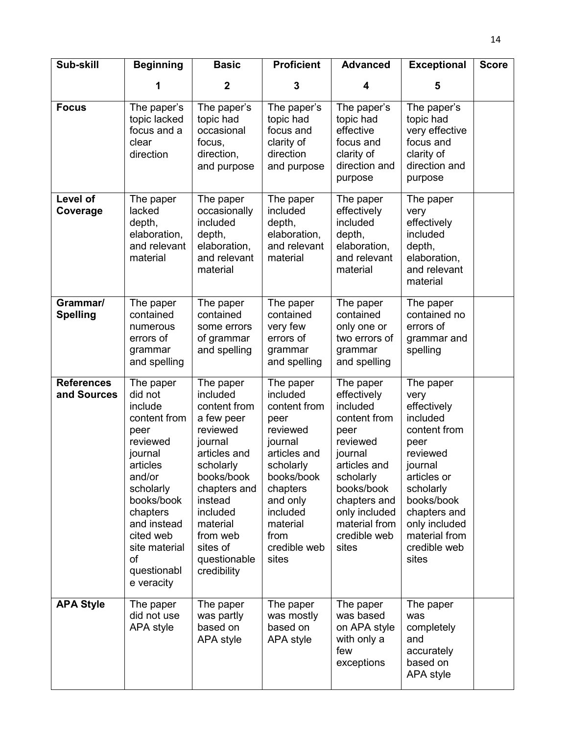| Sub-skill | Beginning<br>1 | Basic<br>2 | Proficient<br>3 | Advanced<br>4 | Exceptional<br>5 | Score |
|---|---|---|---|---|---|---|
| **Focus** | The paper's topic lacked focus and a clear direction | The paper's topic had occasional focus, direction, and purpose | The paper's topic had focus and clarity of direction and purpose | The paper's topic had effective focus and clarity of direction and purpose | The paper's topic had very effective focus and clarity of direction and purpose | |
| **Level of Coverage** | The paper lacked depth, elaboration, and relevant material | The paper occasionally included depth, elaboration, and relevant material | The paper included depth, elaboration, and relevant material | The paper effectively included depth, elaboration, and relevant material | The paper very effectively included depth, elaboration, and relevant material | |
| **Grammar/ Spelling** | The paper contained numerous errors of grammar and spelling | The paper contained some errors of grammar and spelling | The paper contained very few errors of grammar and spelling | The paper contained only one or two errors of grammar and spelling | The paper contained no errors of grammar and spelling | |
| **References and Sources** | The paper did not include content from peer reviewed journal articles and/or scholarly books/book chapters and instead cited web site material of questionable veracity | The paper included content from a few peer reviewed journal articles and scholarly books/book chapters and instead included material from web sites of questionable credibility | The paper included content from peer reviewed journal articles and scholarly books/book chapters and only included material from credible web sites | The paper effectively included content from peer reviewed journal articles and scholarly books/book chapters and only included material from credible web sites | The paper very effectively included content from peer reviewed journal articles or scholarly books/book chapters and only included material from credible web sites | |
| **APA Style** | The paper did not use APA style | The paper was partly based on APA style | The paper was mostly based on APA style | The paper was based on APA style with only a few exceptions | The paper was completely and accurately based on APA style | |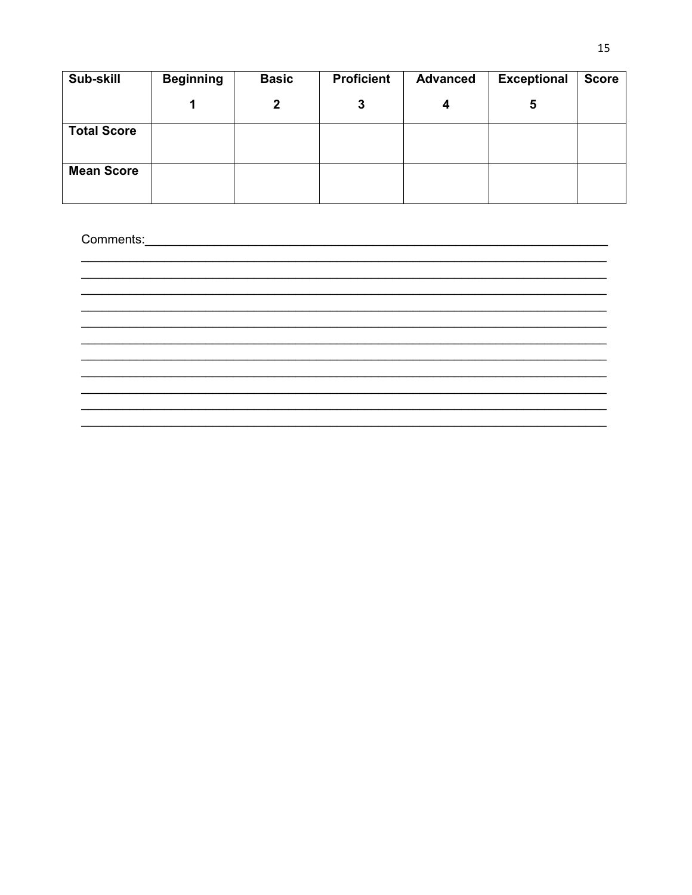| Sub-skill | Beginning<br>1 | Basic<br>2 | Proficient<br>3 | Advanced<br>4 | Exceptional<br>5 | Score |
|---|---|---|---|---|---|---|
| **Total Score** | | | | | | |
| **Mean Score** | | | | | | |

Comments:___________________________________________________________________
___________________________________________________________________________
___________________________________________________________________________
___________________________________________________________________________
___________________________________________________________________________
___________________________________________________________________________
___________________________________________________________________________
___________________________________________________________________________
___________________________________________________________________________
___________________________________________________________________________
___________________________________________________________________________
___________________________________________________________________________